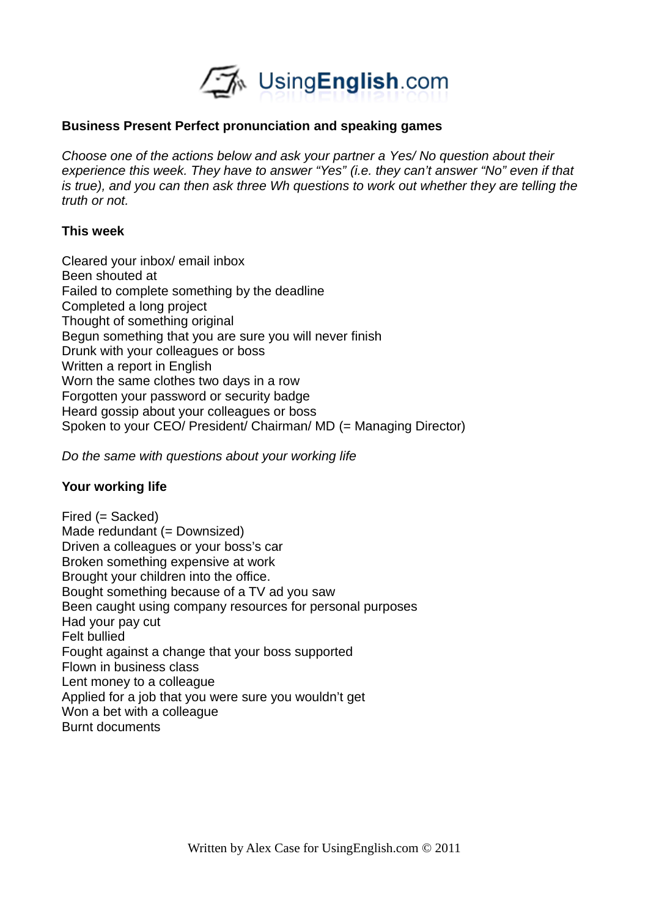**Business Present Perfect pronunciation and speaking games**

*Choose one of the actions below and ask your partner a Yes/ No question about their experience this week. They have to answer "Yes" (i.e. they can't answer "No" even if that is true), and you can then ask three Wh questions to work out whether they are telling the truth or not.*

**This week**

Cleared your inbox/ email inbox
Been shouted at
Failed to complete something by the deadline
Completed a long project
Thought of something original
Begun something that you are sure you will never finish
Drunk with your colleagues or boss
Written a report in English
Worn the same clothes two days in a row
Forgotten your password or security badge
Heard gossip about your colleagues or boss
Spoken to your CEO/ President/ Chairman/ MD (= Managing Director)

*Do the same with questions about your working life*

**Your working life**

Fired (= Sacked)
Made redundant (= Downsized)
Driven a colleagues or your boss's car
Broken something expensive at work
Brought your children into the office.
Bought something because of a TV ad you saw
Been caught using company resources for personal purposes
Had your pay cut
Felt bullied
Fought against a change that your boss supported
Flown in business class
Lent money to a colleague
Applied for a job that you were sure you wouldn't get
Won a bet with a colleague
Burnt documents

Written by Alex Case for UsingEnglish.com © 2011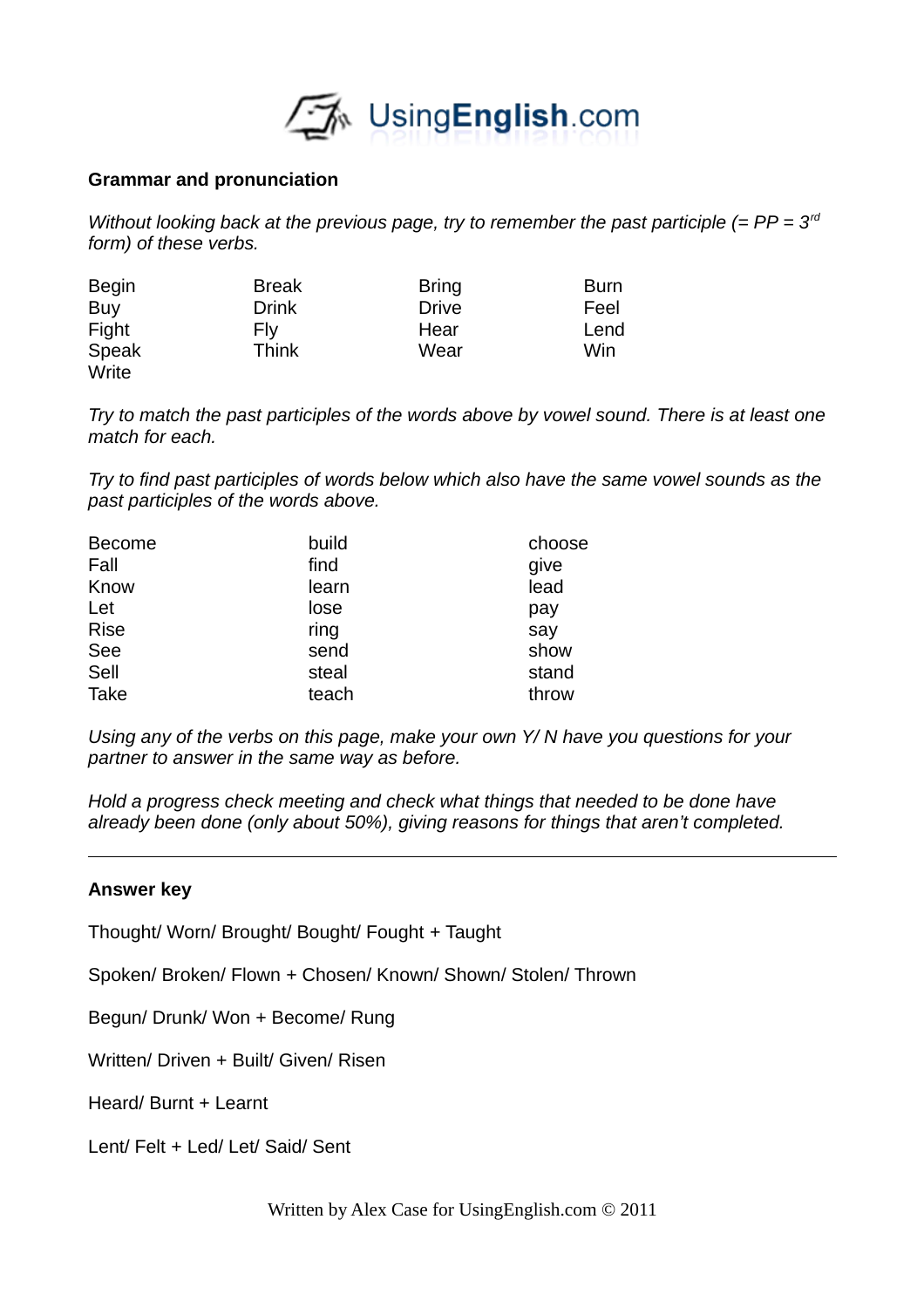UsingEnglish.com

## Grammar and pronunciation

*Without looking back at the previous page, try to remember the past participle (= PP = 3rd form) of these verbs.*

| | | | |
|---|---|---|---|
| Begin | Break | Bring | Burn |
| Buy | Drink | Drive | Feel |
| Fight | Fly | Hear | Lend |
| Speak | Think | Wear | Win |
| Write | | | |

*Try to match the past participles of the words above by vowel sound. There is at least one match for each.*

*Try to find past participles of words below which also have the same vowel sounds as the past participles of the words above.*

| | | |
|---|---|---|
| Become | build | choose |
| Fall | find | give |
| Know | learn | lead |
| Let | lose | pay |
| Rise | ring | say |
| See | send | show |
| Sell | steal | stand |
| Take | teach | throw |

*Using any of the verbs on this page, make your own Y/ N have you questions for your partner to answer in the same way as before.*

*Hold a progress check meeting and check what things that needed to be done have already been done (only about 50%), giving reasons for things that aren't completed.*

---

## Answer key

Thought/ Worn/ Brought/ Bought/ Fought + Taught

Spoken/ Broken/ Flown + Chosen/ Known/ Shown/ Stolen/ Thrown

Begun/ Drunk/ Won + Become/ Rung

Written/ Driven + Built/ Given/ Risen

Heard/ Burnt + Learnt

Lent/ Felt + Led/ Let/ Said/ Sent

Written by Alex Case for UsingEnglish.com © 2011